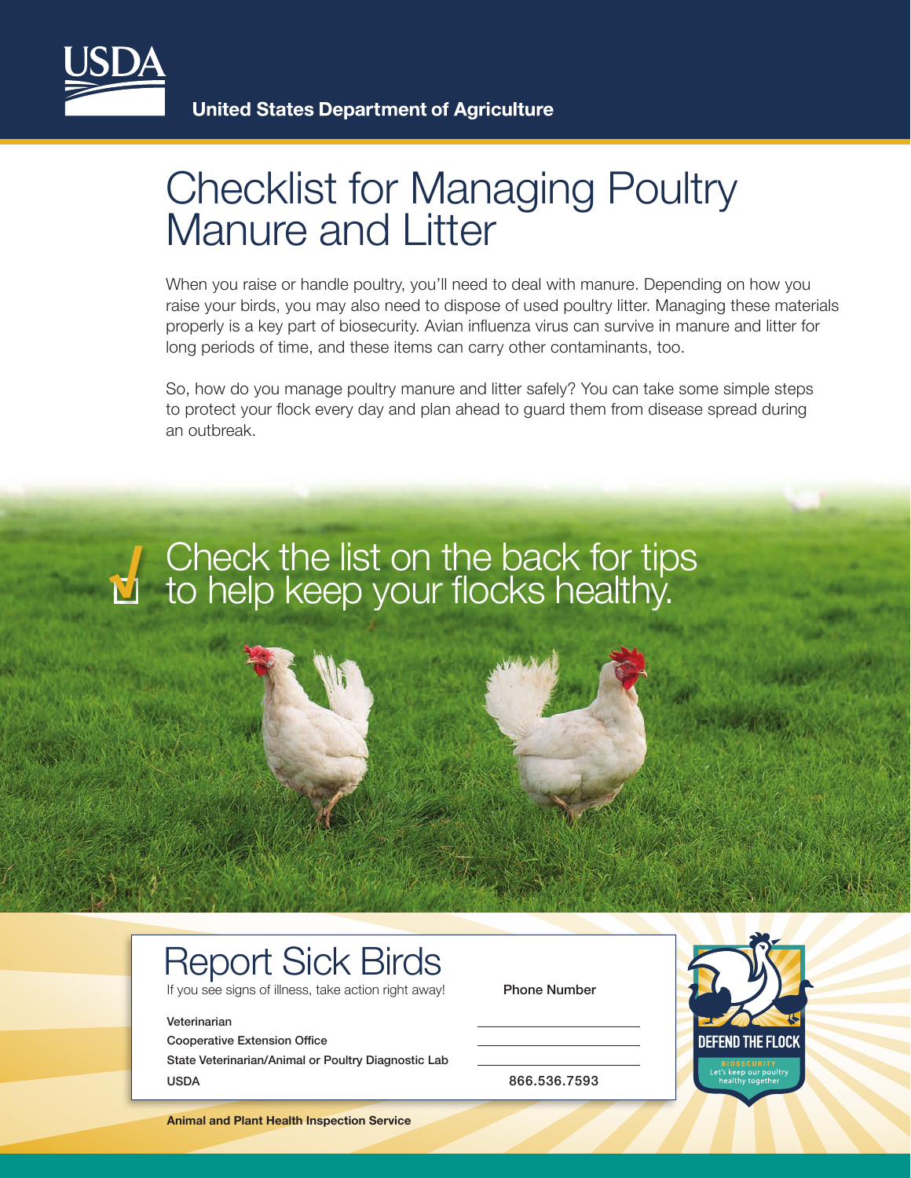**USDA**

**United States Department of Agriculture**

# Checklist for Managing Poultry Manure and Litter

When you raise or handle poultry, you'll need to deal with manure. Depending on how you raise your birds, you may also need to dispose of used poultry litter. Managing these materials properly is a key part of biosecurity. Avian influenza virus can survive in manure and litter for long periods of time, and these items can carry other contaminants, too.

So, how do you manage poultry manure and litter safely? You can take some simple steps to protect your flock every day and plan ahead to guard them from disease spread during an outbreak.

## Check the list on the back for tips to help keep your flocks healthy.

## Report Sick Birds

If you see signs of illness, take action right away!

| | Phone Number |
|---|---|
| Veterinarian | |
| Cooperative Extension Office | |
| State Veterinarian/Animal or Poultry Diagnostic Lab | |
| USDA | 866.536.7593 |

DEFEND THE FLOCK

BIOSECURITY

Let's keep our poultry healthy together

**Animal and Plant Health Inspection Service**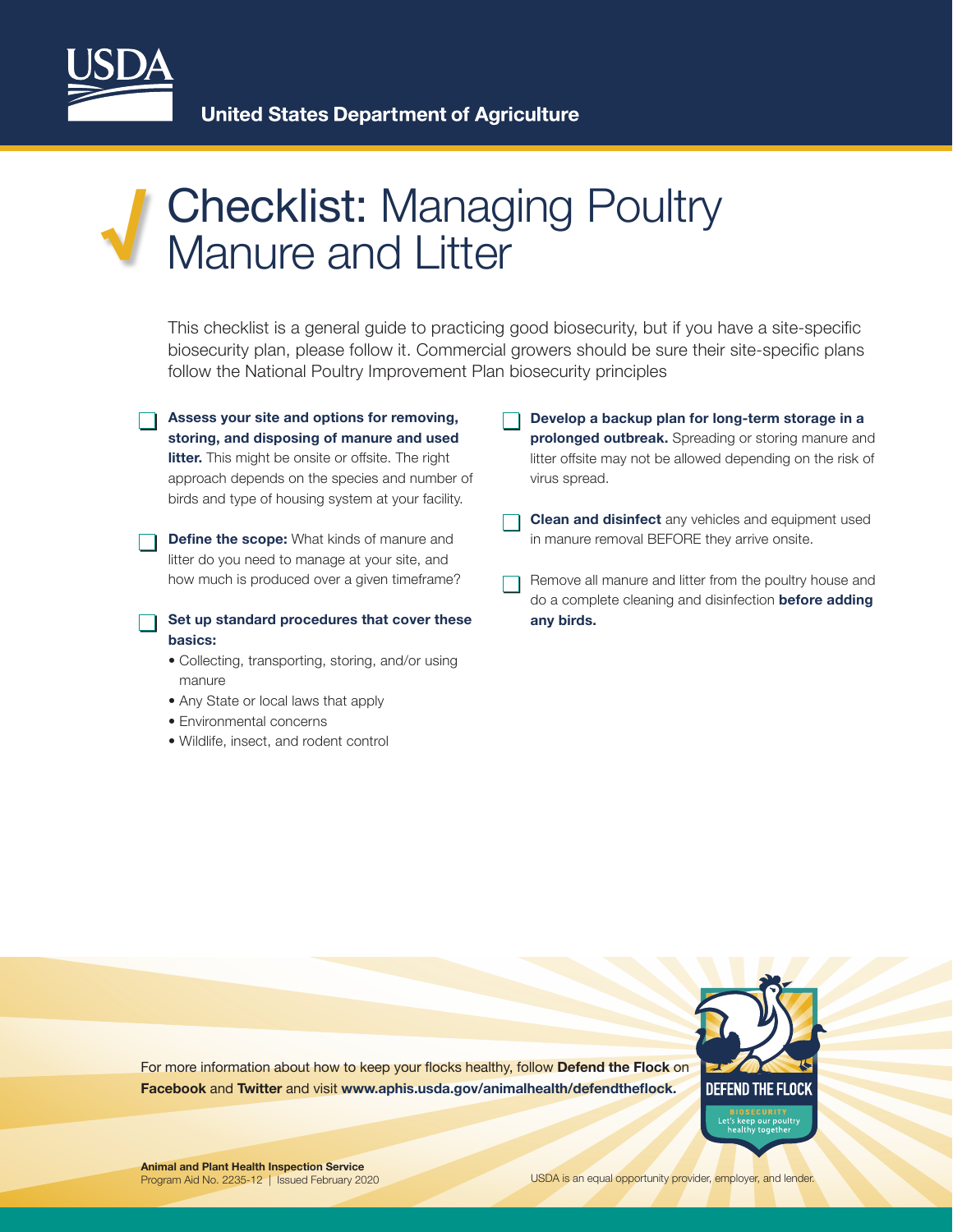United States Department of Agriculture

# Checklist: Managing Poultry Manure and Litter

This checklist is a general guide to practicing good biosecurity, but if you have a site-specific biosecurity plan, please follow it. Commercial growers should be sure their site-specific plans follow the National Poultry Improvement Plan biosecurity principles

- [ ] **Assess your site and options for removing, storing, and disposing of manure and used litter.** This might be onsite or offsite. The right approach depends on the species and number of birds and type of housing system at your facility.
- [ ] **Define the scope:** What kinds of manure and litter do you need to manage at your site, and how much is produced over a given timeframe?
- [ ] **Set up standard procedures that cover these basics:**
  - Collecting, transporting, storing, and/or using manure
  - Any State or local laws that apply
  - Environmental concerns
  - Wildlife, insect, and rodent control
- [ ] **Develop a backup plan for long-term storage in a prolonged outbreak.** Spreading or storing manure and litter offsite may not be allowed depending on the risk of virus spread.
- [ ] **Clean and disinfect** any vehicles and equipment used in manure removal BEFORE they arrive onsite.
- [ ] Remove all manure and litter from the poultry house and do a complete cleaning and disinfection **before adding any birds.**

For more information about how to keep your flocks healthy, follow **Defend the Flock** on **Facebook** and **Twitter** and visit **www.aphis.usda.gov/animalhealth/defendtheflock.**

DEFEND THE FLOCK
BIOSECURITY
Let's keep our poultry healthy together

**Animal and Plant Health Inspection Service**
Program Aid No. 2235-12 | Issued February 2020

USDA is an equal opportunity provider, employer, and lender.